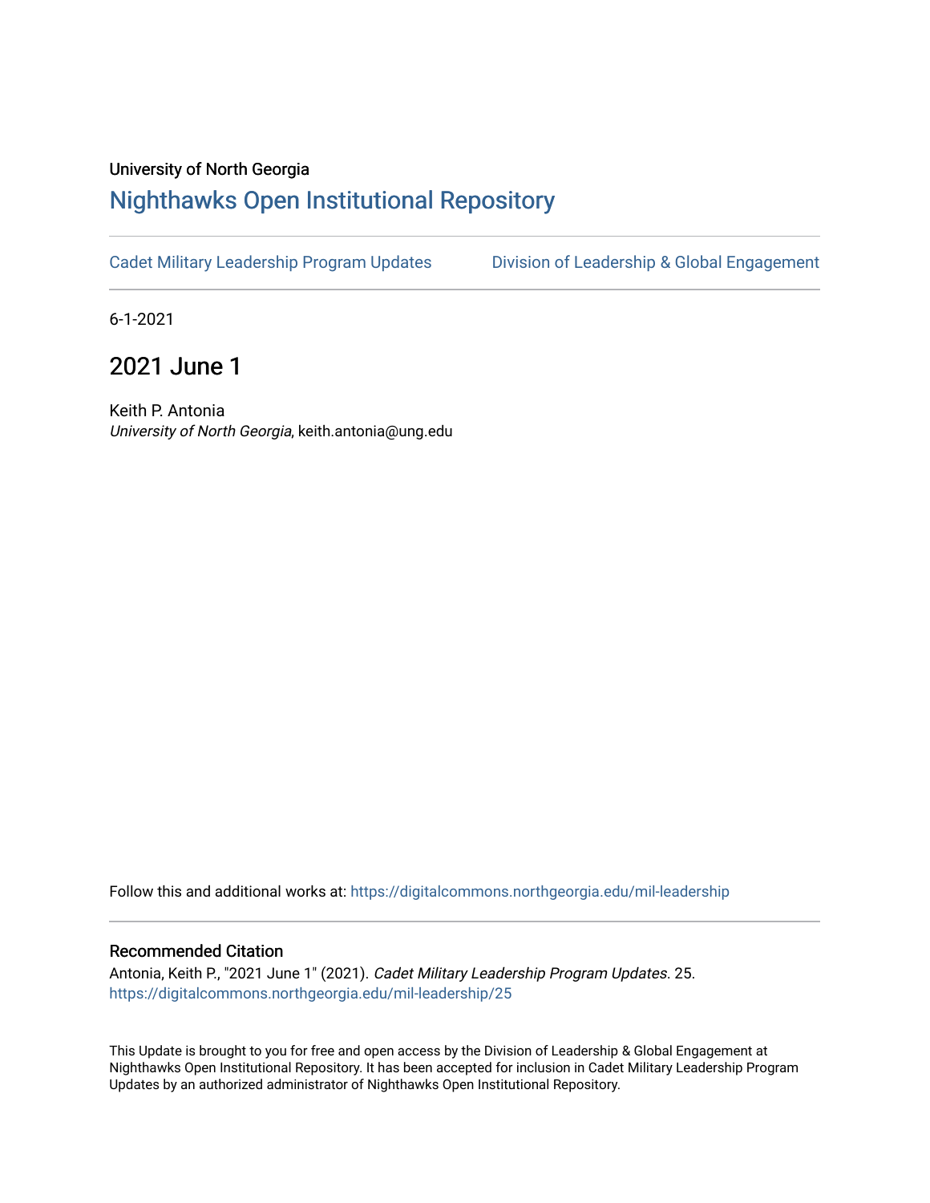University of North Georgia

## Nighthawks Open Institutional Repository

Cadet Military Leadership Program Updates | Division of Leadership & Global Engagement

6-1-2021

# 2021 June 1

Keith P. Antonia
*University of North Georgia*, keith.antonia@ung.edu

Follow this and additional works at: https://digitalcommons.northgeorgia.edu/mil-leadership

### Recommended Citation

Antonia, Keith P., "2021 June 1" (2021). *Cadet Military Leadership Program Updates*. 25.
https://digitalcommons.northgeorgia.edu/mil-leadership/25

This Update is brought to you for free and open access by the Division of Leadership & Global Engagement at Nighthawks Open Institutional Repository. It has been accepted for inclusion in Cadet Military Leadership Program Updates by an authorized administrator of Nighthawks Open Institutional Repository.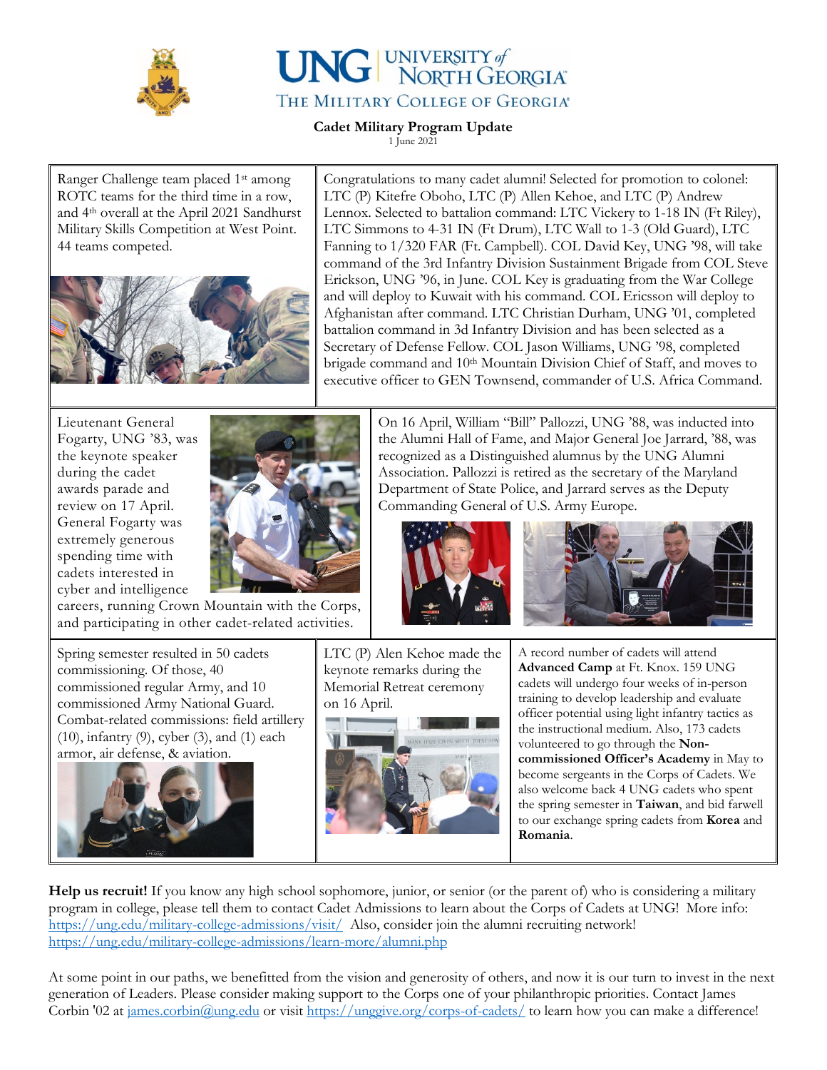UNG UNIVERSITY of NORTH GEORGIA
THE MILITARY COLLEGE OF GEORGIA

**Cadet Military Program Update**
1 June 2021

Ranger Challenge team placed 1st among ROTC teams for the third time in a row, and 4th overall at the April 2021 Sandhurst Military Skills Competition at West Point. 44 teams competed.

Congratulations to many cadet alumni! Selected for promotion to colonel: LTC (P) Kitefre Oboho, LTC (P) Allen Kehoe, and LTC (P) Andrew Lennox. Selected to battalion command: LTC Vickery to 1-18 IN (Ft Riley), LTC Simmons to 4-31 IN (Ft Drum), LTC Wall to 1-3 (Old Guard), LTC Fanning to 1/320 FAR (Ft. Campbell). COL David Key, UNG '98, will take command of the 3rd Infantry Division Sustainment Brigade from COL Steve Erickson, UNG '96, in June. COL Key is graduating from the War College and will deploy to Kuwait with his command. COL Ericsson will deploy to Afghanistan after command. LTC Christian Durham, UNG '01, completed battalion command in 3d Infantry Division and has been selected as a Secretary of Defense Fellow. COL Jason Williams, UNG '98, completed brigade command and 10th Mountain Division Chief of Staff, and moves to executive officer to GEN Townsend, commander of U.S. Africa Command.

Lieutenant General Fogarty, UNG '83, was the keynote speaker during the cadet awards parade and review on 17 April. General Fogarty was extremely generous spending time with cadets interested in cyber and intelligence careers, running Crown Mountain with the Corps, and participating in other cadet-related activities.

On 16 April, William "Bill" Pallozzi, UNG '88, was inducted into the Alumni Hall of Fame, and Major General Joe Jarrard, '88, was recognized as a Distinguished alumnus by the UNG Alumni Association. Pallozzi is retired as the secretary of the Maryland Department of State Police, and Jarrard serves as the Deputy Commanding General of U.S. Army Europe.

Spring semester resulted in 50 cadets commissioning. Of those, 40 commissioned regular Army, and 10 commissioned Army National Guard. Combat-related commissions: field artillery (10), infantry (9), cyber (3), and (1) each armor, air defense, & aviation.

LTC (P) Alen Kehoe made the keynote remarks during the Memorial Retreat ceremony on 16 April.

A record number of cadets will attend **Advanced Camp** at Ft. Knox. 159 UNG cadets will undergo four weeks of in-person training to develop leadership and evaluate officer potential using light infantry tactics as the instructional medium. Also, 173 cadets volunteered to go through the **Non-commissioned Officer's Academy** in May to become sergeants in the Corps of Cadets. We also welcome back 4 UNG cadets who spent the spring semester in **Taiwan**, and bid farwell to our exchange spring cadets from **Korea** and **Romania**.

**Help us recruit!** If you know any high school sophomore, junior, or senior (or the parent of) who is considering a military program in college, please tell them to contact Cadet Admissions to learn about the Corps of Cadets at UNG! More info: https://ung.edu/military-college-admissions/visit/ Also, consider join the alumni recruiting network! https://ung.edu/military-college-admissions/learn-more/alumni.php

At some point in our paths, we benefitted from the vision and generosity of others, and now it is our turn to invest in the next generation of Leaders. Please consider making support to the Corps one of your philanthropic priorities. Contact James Corbin '02 at james.corbin@ung.edu or visit https://unggive.org/corps-of-cadets/ to learn how you can make a difference!